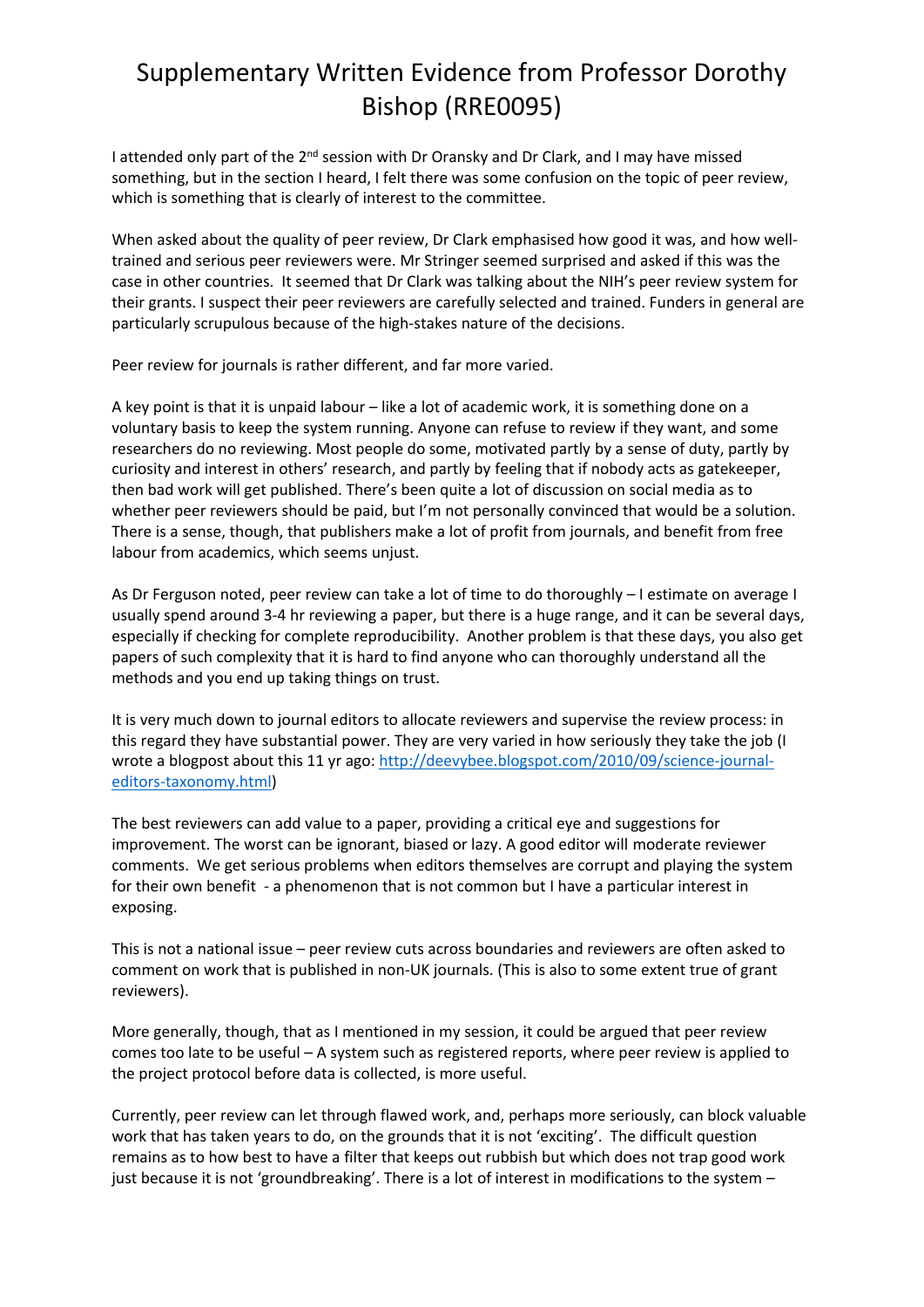# Supplementary Written Evidence from Professor Dorothy Bishop (RRE0095)

I attended only part of the 2nd session with Dr Oransky and Dr Clark, and I may have missed something, but in the section I heard, I felt there was some confusion on the topic of peer review, which is something that is clearly of interest to the committee.

When asked about the quality of peer review, Dr Clark emphasised how good it was, and how well-trained and serious peer reviewers were. Mr Stringer seemed surprised and asked if this was the case in other countries. It seemed that Dr Clark was talking about the NIH's peer review system for their grants. I suspect their peer reviewers are carefully selected and trained. Funders in general are particularly scrupulous because of the high-stakes nature of the decisions.

Peer review for journals is rather different, and far more varied.

A key point is that it is unpaid labour – like a lot of academic work, it is something done on a voluntary basis to keep the system running. Anyone can refuse to review if they want, and some researchers do no reviewing. Most people do some, motivated partly by a sense of duty, partly by curiosity and interest in others' research, and partly by feeling that if nobody acts as gatekeeper, then bad work will get published. There's been quite a lot of discussion on social media as to whether peer reviewers should be paid, but I'm not personally convinced that would be a solution. There is a sense, though, that publishers make a lot of profit from journals, and benefit from free labour from academics, which seems unjust.

As Dr Ferguson noted, peer review can take a lot of time to do thoroughly – I estimate on average I usually spend around 3-4 hr reviewing a paper, but there is a huge range, and it can be several days, especially if checking for complete reproducibility. Another problem is that these days, you also get papers of such complexity that it is hard to find anyone who can thoroughly understand all the methods and you end up taking things on trust.

It is very much down to journal editors to allocate reviewers and supervise the review process: in this regard they have substantial power. They are very varied in how seriously they take the job (I wrote a blogpost about this 11 yr ago: [http://deevybee.blogspot.com/2010/09/science-journal-editors-taxonomy.html](http://deevybee.blogspot.com/2010/09/science-journal-editors-taxonomy.html))

The best reviewers can add value to a paper, providing a critical eye and suggestions for improvement. The worst can be ignorant, biased or lazy. A good editor will moderate reviewer comments. We get serious problems when editors themselves are corrupt and playing the system for their own benefit - a phenomenon that is not common but I have a particular interest in exposing.

This is not a national issue – peer review cuts across boundaries and reviewers are often asked to comment on work that is published in non-UK journals. (This is also to some extent true of grant reviewers).

More generally, though, that as I mentioned in my session, it could be argued that peer review comes too late to be useful – A system such as registered reports, where peer review is applied to the project protocol before data is collected, is more useful.

Currently, peer review can let through flawed work, and, perhaps more seriously, can block valuable work that has taken years to do, on the grounds that it is not 'exciting'. The difficult question remains as to how best to have a filter that keeps out rubbish but which does not trap good work just because it is not 'groundbreaking'. There is a lot of interest in modifications to the system –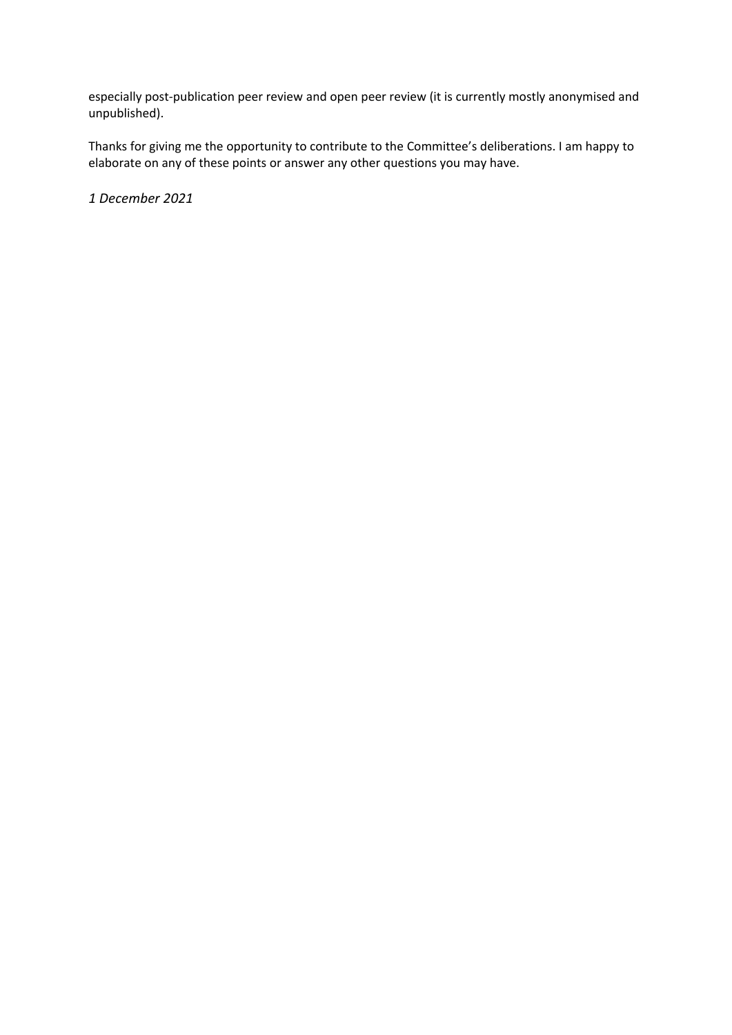especially post-publication peer review and open peer review (it is currently mostly anonymised and unpublished).

Thanks for giving me the opportunity to contribute to the Committee's deliberations. I am happy to elaborate on any of these points or answer any other questions you may have.

*1 December 2021*